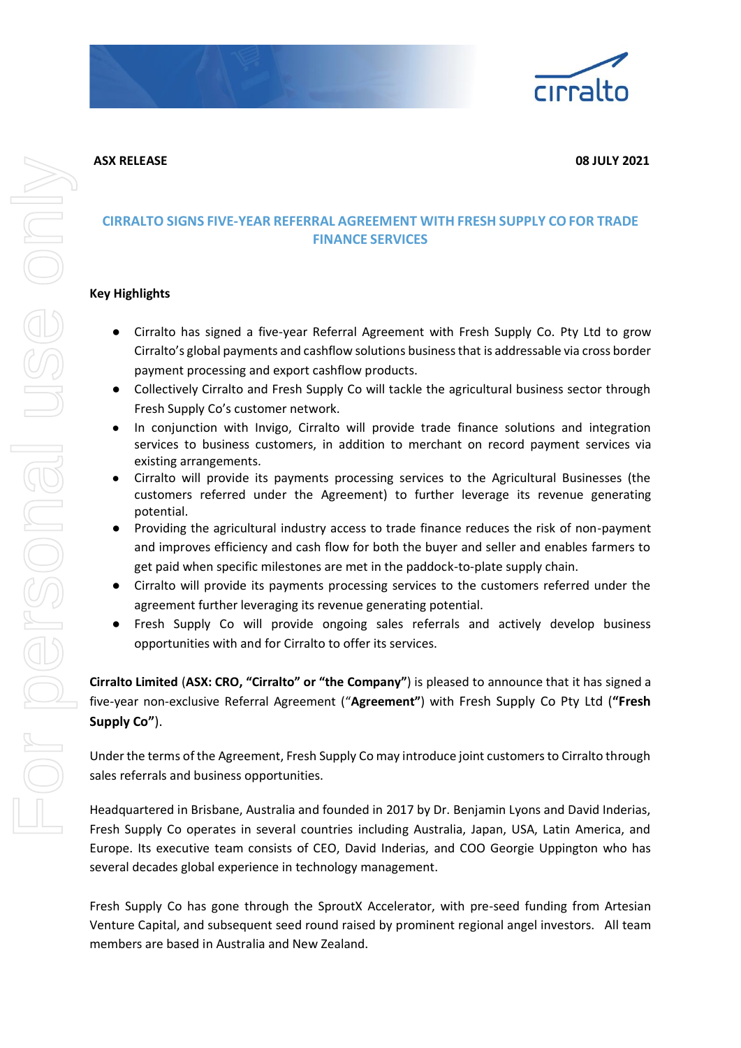**ASX RELEASE** **08 JULY 2021**

# CIRRALTO SIGNS FIVE-YEAR REFERRAL AGREEMENT WITH FRESH SUPPLY CO FOR TRADE FINANCE SERVICES

**Key Highlights**

- Cirralto has signed a five-year Referral Agreement with Fresh Supply Co. Pty Ltd to grow Cirralto's global payments and cashflow solutions business that is addressable via cross border payment processing and export cashflow products.
- Collectively Cirralto and Fresh Supply Co will tackle the agricultural business sector through Fresh Supply Co's customer network.
- In conjunction with Invigo, Cirralto will provide trade finance solutions and integration services to business customers, in addition to merchant on record payment services via existing arrangements.
- Cirralto will provide its payments processing services to the Agricultural Businesses (the customers referred under the Agreement) to further leverage its revenue generating potential.
- Providing the agricultural industry access to trade finance reduces the risk of non-payment and improves efficiency and cash flow for both the buyer and seller and enables farmers to get paid when specific milestones are met in the paddock-to-plate supply chain.
- Cirralto will provide its payments processing services to the customers referred under the agreement further leveraging its revenue generating potential.
- Fresh Supply Co will provide ongoing sales referrals and actively develop business opportunities with and for Cirralto to offer its services.

**Cirralto Limited** (**ASX: CRO, "Cirralto" or "the Company"**) is pleased to announce that it has signed a five-year non-exclusive Referral Agreement ("**Agreement"**) with Fresh Supply Co Pty Ltd (**"Fresh Supply Co"**).

Under the terms of the Agreement, Fresh Supply Co may introduce joint customers to Cirralto through sales referrals and business opportunities.

Headquartered in Brisbane, Australia and founded in 2017 by Dr. Benjamin Lyons and David Inderias, Fresh Supply Co operates in several countries including Australia, Japan, USA, Latin America, and Europe. Its executive team consists of CEO, David Inderias, and COO Georgie Uppington who has several decades global experience in technology management.

Fresh Supply Co has gone through the SproutX Accelerator, with pre-seed funding from Artesian Venture Capital, and subsequent seed round raised by prominent regional angel investors. All team members are based in Australia and New Zealand.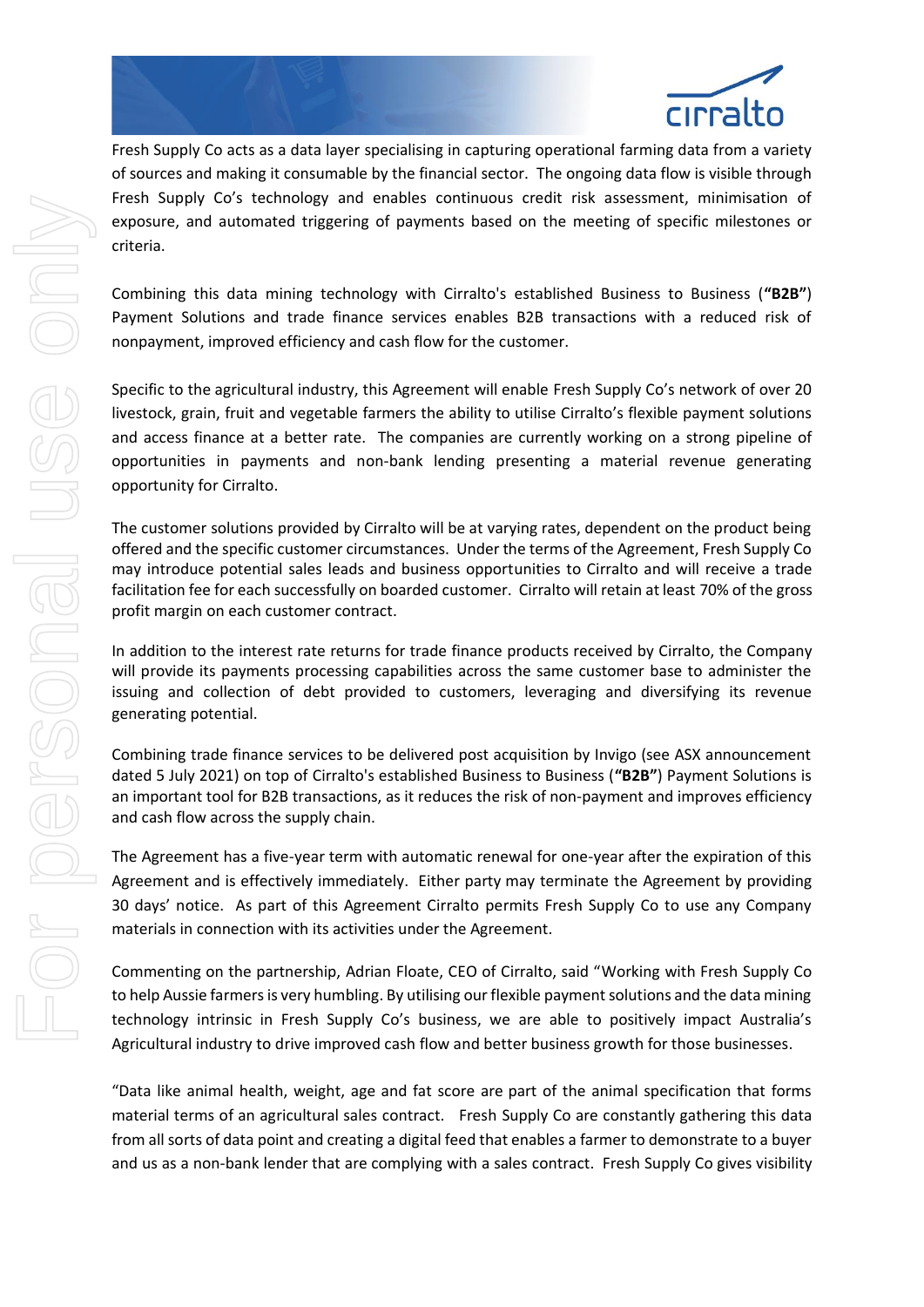Fresh Supply Co acts as a data layer specialising in capturing operational farming data from a variety of sources and making it consumable by the financial sector. The ongoing data flow is visible through Fresh Supply Co's technology and enables continuous credit risk assessment, minimisation of exposure, and automated triggering of payments based on the meeting of specific milestones or criteria.

Combining this data mining technology with Cirralto's established Business to Business (**"B2B"**) Payment Solutions and trade finance services enables B2B transactions with a reduced risk of nonpayment, improved efficiency and cash flow for the customer.

Specific to the agricultural industry, this Agreement will enable Fresh Supply Co's network of over 20 livestock, grain, fruit and vegetable farmers the ability to utilise Cirralto's flexible payment solutions and access finance at a better rate. The companies are currently working on a strong pipeline of opportunities in payments and non-bank lending presenting a material revenue generating opportunity for Cirralto.

The customer solutions provided by Cirralto will be at varying rates, dependent on the product being offered and the specific customer circumstances. Under the terms of the Agreement, Fresh Supply Co may introduce potential sales leads and business opportunities to Cirralto and will receive a trade facilitation fee for each successfully on boarded customer. Cirralto will retain at least 70% of the gross profit margin on each customer contract.

In addition to the interest rate returns for trade finance products received by Cirralto, the Company will provide its payments processing capabilities across the same customer base to administer the issuing and collection of debt provided to customers, leveraging and diversifying its revenue generating potential.

Combining trade finance services to be delivered post acquisition by Invigo (see ASX announcement dated 5 July 2021) on top of Cirralto's established Business to Business (**"B2B"**) Payment Solutions is an important tool for B2B transactions, as it reduces the risk of non-payment and improves efficiency and cash flow across the supply chain.

The Agreement has a five-year term with automatic renewal for one-year after the expiration of this Agreement and is effectively immediately. Either party may terminate the Agreement by providing 30 days' notice. As part of this Agreement Cirralto permits Fresh Supply Co to use any Company materials in connection with its activities under the Agreement.

Commenting on the partnership, Adrian Floate, CEO of Cirralto, said "Working with Fresh Supply Co to help Aussie farmers is very humbling. By utilising our flexible payment solutions and the data mining technology intrinsic in Fresh Supply Co's business, we are able to positively impact Australia's Agricultural industry to drive improved cash flow and better business growth for those businesses.

"Data like animal health, weight, age and fat score are part of the animal specification that forms material terms of an agricultural sales contract. Fresh Supply Co are constantly gathering this data from all sorts of data point and creating a digital feed that enables a farmer to demonstrate to a buyer and us as a non-bank lender that are complying with a sales contract. Fresh Supply Co gives visibility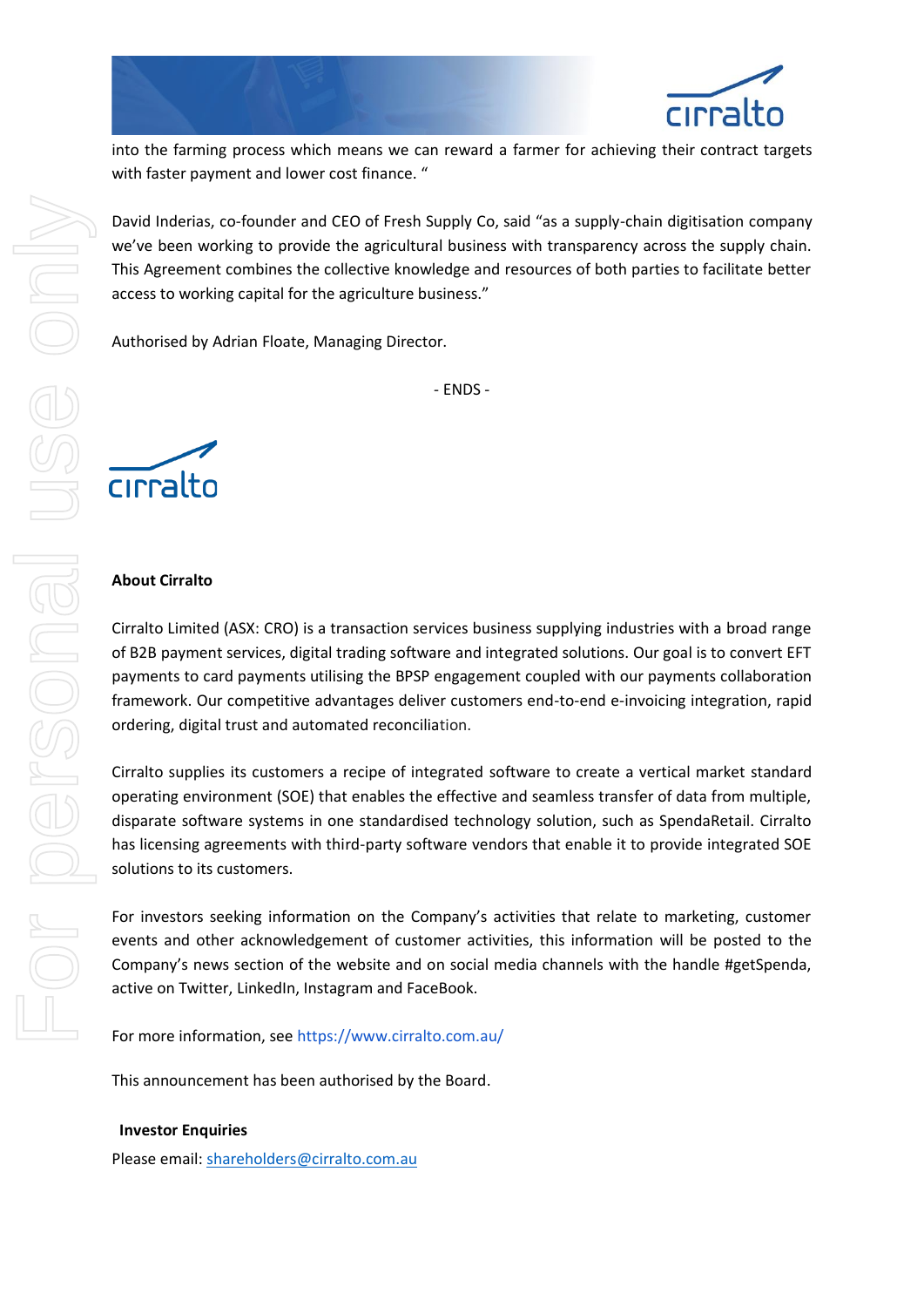into the farming process which means we can reward a farmer for achieving their contract targets with faster payment and lower cost finance. "

David Inderias, co-founder and CEO of Fresh Supply Co, said "as a supply-chain digitisation company we've been working to provide the agricultural business with transparency across the supply chain. This Agreement combines the collective knowledge and resources of both parties to facilitate better access to working capital for the agriculture business."

Authorised by Adrian Floate, Managing Director.

- ENDS -

**About Cirralto**

Cirralto Limited (ASX: CRO) is a transaction services business supplying industries with a broad range of B2B payment services, digital trading software and integrated solutions. Our goal is to convert EFT payments to card payments utilising the BPSP engagement coupled with our payments collaboration framework. Our competitive advantages deliver customers end-to-end e-invoicing integration, rapid ordering, digital trust and automated reconciliation.

Cirralto supplies its customers a recipe of integrated software to create a vertical market standard operating environment (SOE) that enables the effective and seamless transfer of data from multiple, disparate software systems in one standardised technology solution, such as SpendaRetail. Cirralto has licensing agreements with third-party software vendors that enable it to provide integrated SOE solutions to its customers.

For investors seeking information on the Company's activities that relate to marketing, customer events and other acknowledgement of customer activities, this information will be posted to the Company's news section of the website and on social media channels with the handle #getSpenda, active on Twitter, LinkedIn, Instagram and FaceBook.

For more information, see https://www.cirralto.com.au/

This announcement has been authorised by the Board.

**Investor Enquiries**

Please email: shareholders@cirralto.com.au